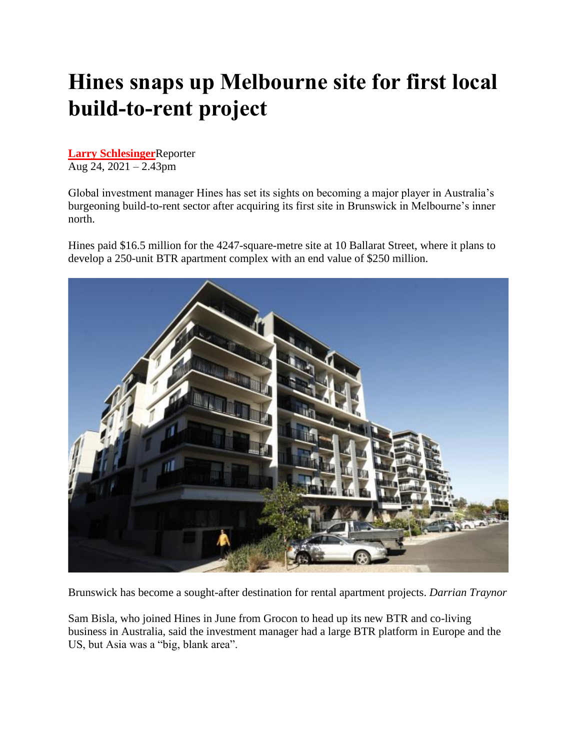# Hines snaps up Melbourne site for first local build-to-rent project

**Larry Schlesinger**Reporter
Aug 24, 2021 – 2.43pm

Global investment manager Hines has set its sights on becoming a major player in Australia's burgeoning build-to-rent sector after acquiring its first site in Brunswick in Melbourne's inner north.

Hines paid $16.5 million for the 4247-square-metre site at 10 Ballarat Street, where it plans to develop a 250-unit BTR apartment complex with an end value of $250 million.

Brunswick has become a sought-after destination for rental apartment projects. *Darrian Traynor*

Sam Bisla, who joined Hines in June from Grocon to head up its new BTR and co-living business in Australia, said the investment manager had a large BTR platform in Europe and the US, but Asia was a "big, blank area".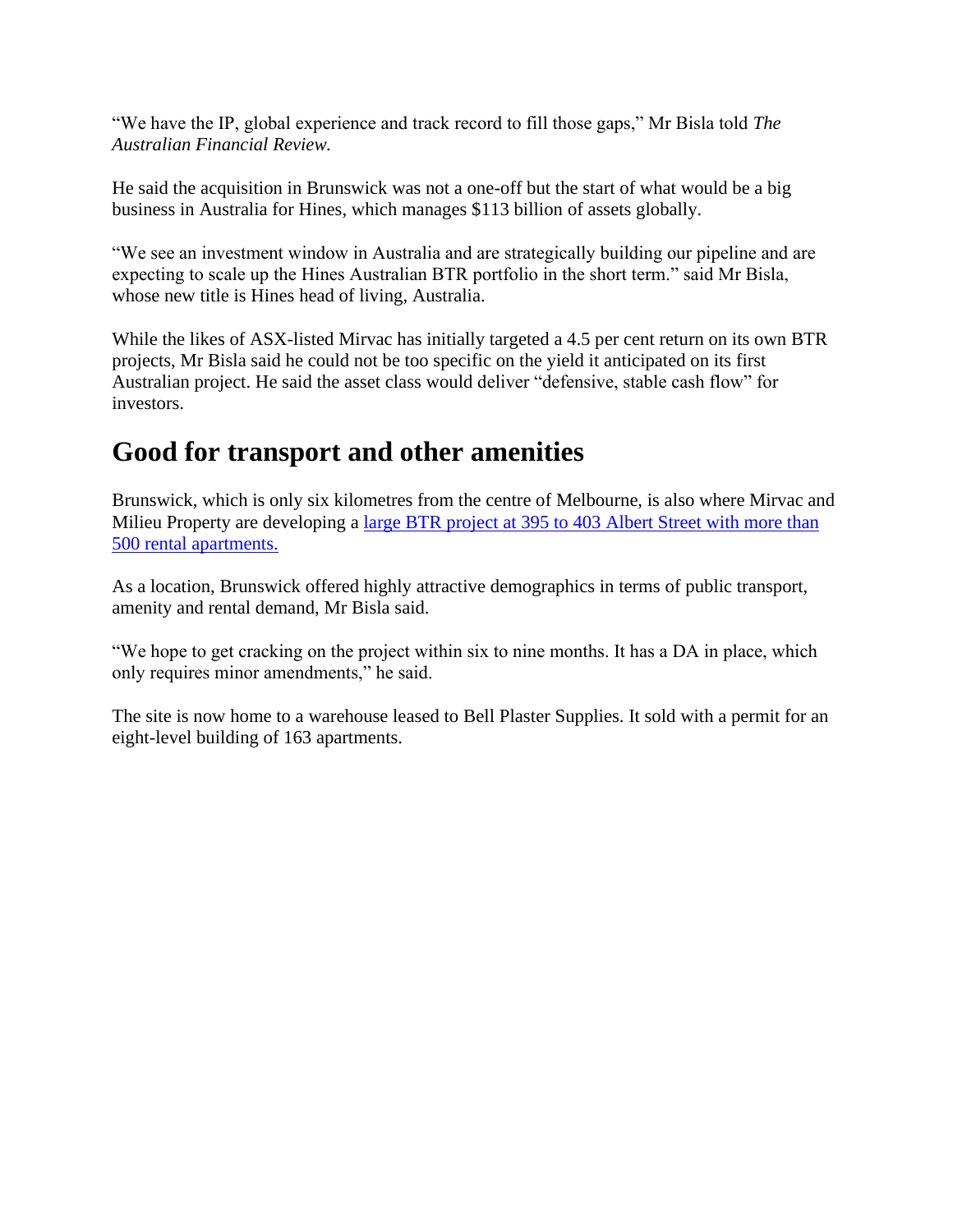"We have the IP, global experience and track record to fill those gaps," Mr Bisla told *The Australian Financial Review.*

He said the acquisition in Brunswick was not a one-off but the start of what would be a big business in Australia for Hines, which manages $113 billion of assets globally.

"We see an investment window in Australia and are strategically building our pipeline and are expecting to scale up the Hines Australian BTR portfolio in the short term." said Mr Bisla, whose new title is Hines head of living, Australia.

While the likes of ASX-listed Mirvac has initially targeted a 4.5 per cent return on its own BTR projects, Mr Bisla said he could not be too specific on the yield it anticipated on its first Australian project. He said the asset class would deliver "defensive, stable cash flow" for investors.

## Good for transport and other amenities

Brunswick, which is only six kilometres from the centre of Melbourne, is also where Mirvac and Milieu Property are developing a large BTR project at 395 to 403 Albert Street with more than 500 rental apartments.

As a location, Brunswick offered highly attractive demographics in terms of public transport, amenity and rental demand, Mr Bisla said.

"We hope to get cracking on the project within six to nine months. It has a DA in place, which only requires minor amendments," he said.

The site is now home to a warehouse leased to Bell Plaster Supplies. It sold with a permit for an eight-level building of 163 apartments.